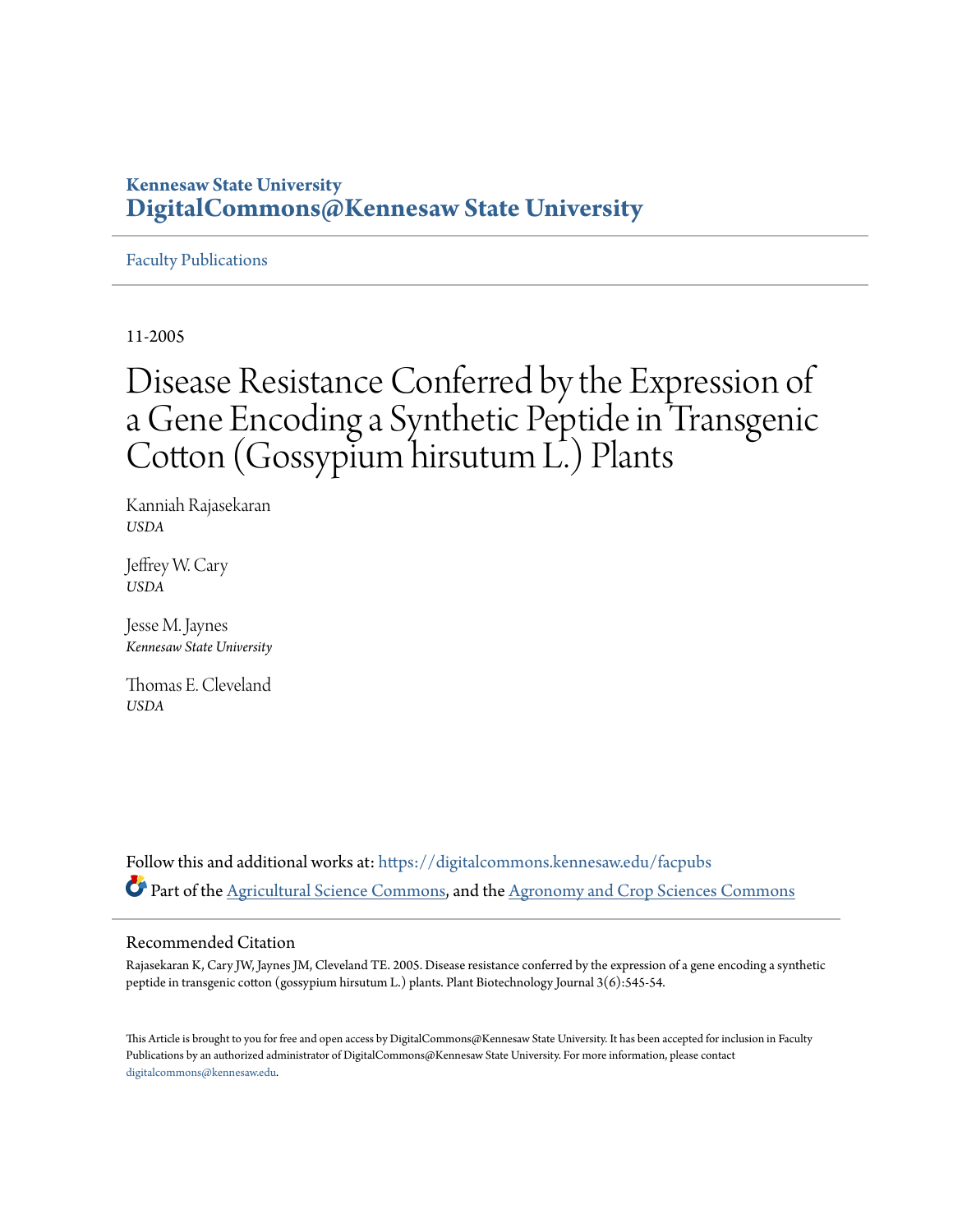**Kennesaw State University**
**DigitalCommons@Kennesaw State University**

Faculty Publications

11-2005

# Disease Resistance Conferred by the Expression of a Gene Encoding a Synthetic Peptide in Transgenic Cotton (Gossypium hirsutum L.) Plants

Kanniah Rajasekaran
*USDA*

Jeffrey W. Cary
*USDA*

Jesse M. Jaynes
*Kennesaw State University*

Thomas E. Cleveland
*USDA*

Follow this and additional works at: https://digitalcommons.kennesaw.edu/facpubs

Part of the Agricultural Science Commons, and the Agronomy and Crop Sciences Commons

## Recommended Citation

Rajasekaran K, Cary JW, Jaynes JM, Cleveland TE. 2005. Disease resistance conferred by the expression of a gene encoding a synthetic peptide in transgenic cotton (gossypium hirsutum L.) plants. Plant Biotechnology Journal 3(6):545-54.

This Article is brought to you for free and open access by DigitalCommons@Kennesaw State University. It has been accepted for inclusion in Faculty Publications by an authorized administrator of DigitalCommons@Kennesaw State University. For more information, please contact digitalcommons@kennesaw.edu.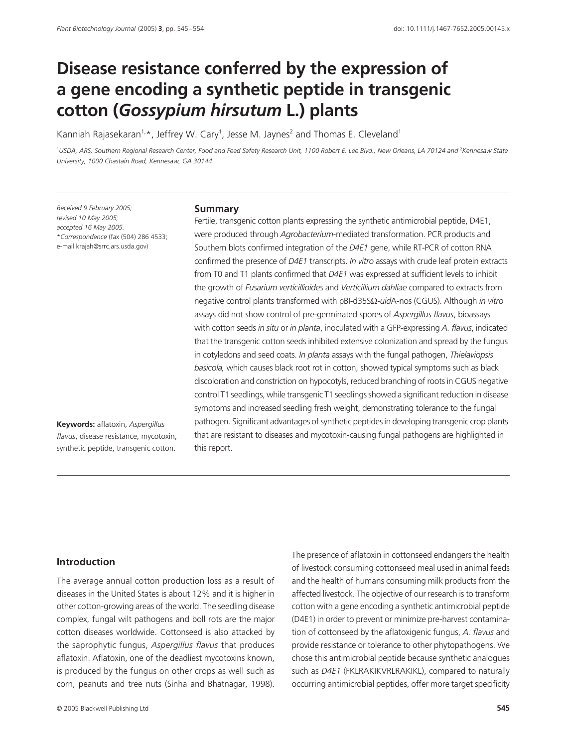# Disease resistance conferred by the expression of a gene encoding a synthetic peptide in transgenic cotton (*Gossypium hirsutum* L.) plants

Kanniah Rajasekaran[1,*], Jeffrey W. Cary[1], Jesse M. Jaynes[2] and Thomas E. Cleveland[1]

[1]USDA, ARS, Southern Regional Research Center, Food and Feed Safety Research Unit, 1100 Robert E. Lee Blvd., New Orleans, LA 70124 and [2]Kennesaw State University, 1000 Chastain Road, Kennesaw, GA 30144

*Received 9 February 2005; revised 10 May 2005; accepted 16 May 2005.*
*\*Correspondence* (fax (504) 286 4533; e-mail krajah@srrc.ars.usda.gov)

**Keywords:** aflatoxin, *Aspergillus flavus*, disease resistance, mycotoxin, synthetic peptide, transgenic cotton.

## Summary

Fertile, transgenic cotton plants expressing the synthetic antimicrobial peptide, D4E1, were produced through *Agrobacterium*-mediated transformation. PCR products and Southern blots confirmed integration of the *D4E1* gene, while RT-PCR of cotton RNA confirmed the presence of *D4E1* transcripts. *In vitro* assays with crude leaf protein extracts from T0 and T1 plants confirmed that *D4E1* was expressed at sufficient levels to inhibit the growth of *Fusarium verticillioides* and *Verticillium dahliae* compared to extracts from negative control plants transformed with pBI-d35SΩ-*uid*A-nos (CGUS). Although *in vitro* assays did not show control of pre-germinated spores of *Aspergillus flavus*, bioassays with cotton seeds *in situ* or *in planta*, inoculated with a GFP-expressing *A. flavus*, indicated that the transgenic cotton seeds inhibited extensive colonization and spread by the fungus in cotyledons and seed coats. *In planta* assays with the fungal pathogen, *Thielaviopsis basicola,* which causes black root rot in cotton, showed typical symptoms such as black discoloration and constriction on hypocotyls, reduced branching of roots in CGUS negative control T1 seedlings, while transgenic T1 seedlings showed a significant reduction in disease symptoms and increased seedling fresh weight, demonstrating tolerance to the fungal pathogen. Significant advantages of synthetic peptides in developing transgenic crop plants that are resistant to diseases and mycotoxin-causing fungal pathogens are highlighted in this report.

## Introduction

The average annual cotton production loss as a result of diseases in the United States is about 12% and it is higher in other cotton-growing areas of the world. The seedling disease complex, fungal wilt pathogens and boll rots are the major cotton diseases worldwide. Cottonseed is also attacked by the saprophytic fungus, *Aspergillus flavus* that produces aflatoxin. Aflatoxin, one of the deadliest mycotoxins known, is produced by the fungus on other crops as well such as corn, peanuts and tree nuts (Sinha and Bhatnagar, 1998). The presence of aflatoxin in cottonseed endangers the health of livestock consuming cottonseed meal used in animal feeds and the health of humans consuming milk products from the affected livestock. The objective of our research is to transform cotton with a gene encoding a synthetic antimicrobial peptide (D4E1) in order to prevent or minimize pre-harvest contamination of cottonseed by the aflatoxigenic fungus, *A. flavus* and provide resistance or tolerance to other phytopathogens. We chose this antimicrobial peptide because synthetic analogues such as *D4E1* (FKLRAKIKVRLRAKIKL), compared to naturally occurring antimicrobial peptides, offer more target specificity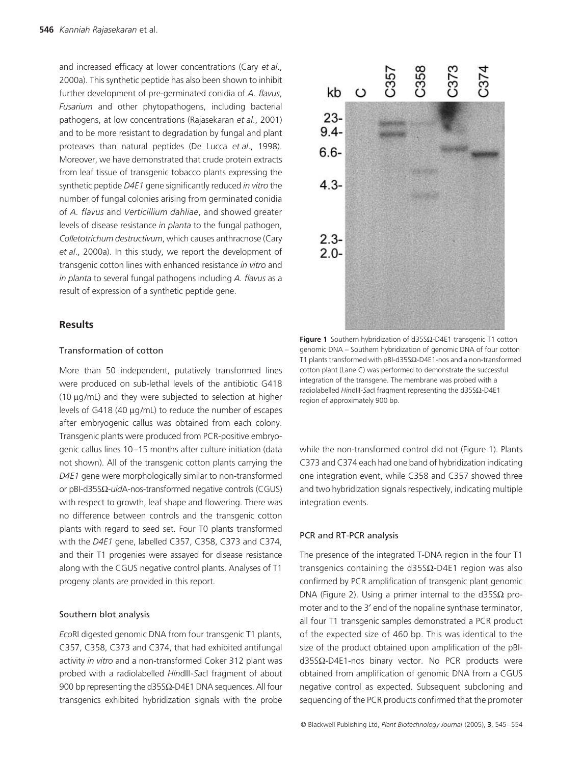and increased efficacy at lower concentrations (Cary *et al*., 2000a). This synthetic peptide has also been shown to inhibit further development of pre-germinated conidia of *A. flavus*, *Fusarium* and other phytopathogens, including bacterial pathogens, at low concentrations (Rajasekaran *et al*., 2001) and to be more resistant to degradation by fungal and plant proteases than natural peptides (De Lucca *et al*., 1998). Moreover, we have demonstrated that crude protein extracts from leaf tissue of transgenic tobacco plants expressing the synthetic peptide *D4E1* gene significantly reduced *in vitro* the number of fungal colonies arising from germinated conidia of *A. flavus* and *Verticillium dahliae*, and showed greater levels of disease resistance *in planta* to the fungal pathogen, *Colletotrichum destructivum*, which causes anthracnose (Cary *et al*., 2000a). In this study, we report the development of transgenic cotton lines with enhanced resistance *in vitro* and *in planta* to several fungal pathogens including *A. flavus* as a result of expression of a synthetic peptide gene.

## Results

### Transformation of cotton

More than 50 independent, putatively transformed lines were produced on sub-lethal levels of the antibiotic G418 (10 μg/mL) and they were subjected to selection at higher levels of G418 (40 μg/mL) to reduce the number of escapes after embryogenic callus was obtained from each colony. Transgenic plants were produced from PCR-positive embryogenic callus lines 10–15 months after culture initiation (data not shown). All of the transgenic cotton plants carrying the *D4E1* gene were morphologically similar to non-transformed or pBI-d35SΩ-*uid*A-nos-transformed negative controls (CGUS) with respect to growth, leaf shape and flowering. There was no difference between controls and the transgenic cotton plants with regard to seed set. Four T0 plants transformed with the *D4E1* gene, labelled C357, C358, C373 and C374, and their T1 progenies were assayed for disease resistance along with the CGUS negative control plants. Analyses of T1 progeny plants are provided in this report.

### Southern blot analysis

*Eco*RI digested genomic DNA from four transgenic T1 plants, C357, C358, C373 and C374, that had exhibited antifungal activity *in vitro* and a non-transformed Coker 312 plant was probed with a radiolabelled *Hin*dIII-*Sac*I fragment of about 900 bp representing the d35SΩ-D4E1 DNA sequences. All four transgenics exhibited hybridization signals with the probe while the non-transformed control did not (Figure 1). Plants C373 and C374 each had one band of hybridization indicating one integration event, while C358 and C357 showed three and two hybridization signals respectively, indicating multiple integration events.

**Figure 1** Southern hybridization of d35SΩ-D4E1 transgenic T1 cotton genomic DNA – Southern hybridization of genomic DNA of four cotton T1 plants transformed with pBI-d35SΩ-D4E1-nos and a non-transformed cotton plant (Lane C) was performed to demonstrate the successful integration of the transgene. The membrane was probed with a radiolabelled *Hin*dIII-*Sac*I fragment representing the d35SΩ-D4E1 region of approximately 900 bp.

### PCR and RT-PCR analysis

The presence of the integrated T-DNA region in the four T1 transgenics containing the d35SΩ-D4E1 region was also confirmed by PCR amplification of transgenic plant genomic DNA (Figure 2). Using a primer internal to the d35SΩ promoter and to the 3′ end of the nopaline synthase terminator, all four T1 transgenic samples demonstrated a PCR product of the expected size of 460 bp. This was identical to the size of the product obtained upon amplification of the pBI-d35SΩ-D4E1-nos binary vector. No PCR products were obtained from amplification of genomic DNA from a CGUS negative control as expected. Subsequent subcloning and sequencing of the PCR products confirmed that the promoter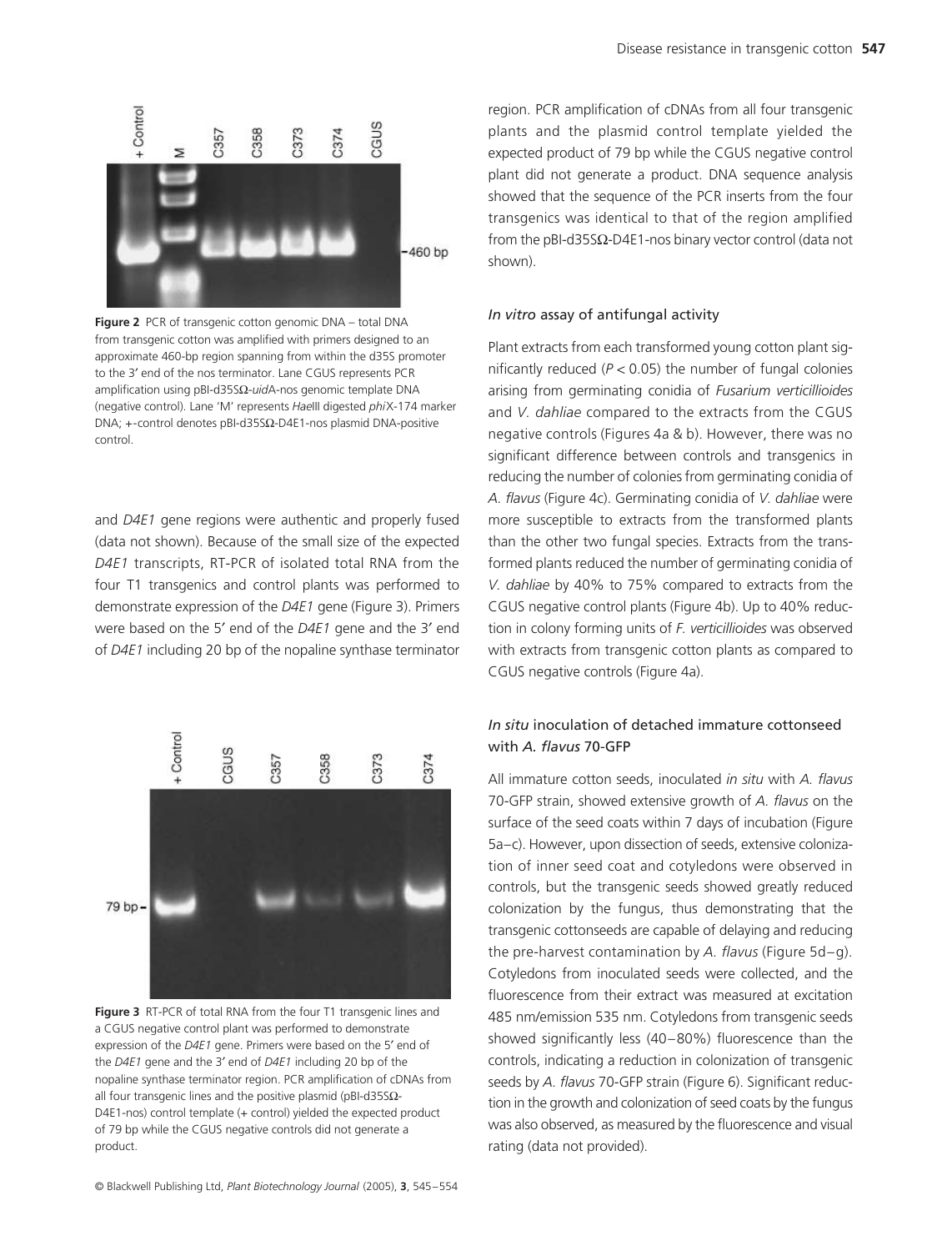**Figure 2** PCR of transgenic cotton genomic DNA – total DNA from transgenic cotton was amplified with primers designed to an approximate 460-bp region spanning from within the d35S promoter to the 3′ end of the nos terminator. Lane CGUS represents PCR amplification using pBI-d35SΩ-*uid*A-nos genomic template DNA (negative control). Lane 'M' represents *Hae*III digested *phi*X-174 marker DNA; +-control denotes pBI-d35SΩ-D4E1-nos plasmid DNA-positive control.

and *D4E1* gene regions were authentic and properly fused (data not shown). Because of the small size of the expected *D4E1* transcripts, RT-PCR of isolated total RNA from the four T1 transgenics and control plants was performed to demonstrate expression of the *D4E1* gene (Figure 3). Primers were based on the 5′ end of the *D4E1* gene and the 3′ end of *D4E1* including 20 bp of the nopaline synthase terminator region. PCR amplification of cDNAs from all four transgenic plants and the plasmid control template yielded the expected product of 79 bp while the CGUS negative control plant did not generate a product. DNA sequence analysis showed that the sequence of the PCR inserts from the four transgenics was identical to that of the region amplified from the pBI-d35SΩ-D4E1-nos binary vector control (data not shown).

**Figure 3** RT-PCR of total RNA from the four T1 transgenic lines and a CGUS negative control plant was performed to demonstrate expression of the *D4E1* gene. Primers were based on the 5′ end of the *D4E1* gene and the 3′ end of *D4E1* including 20 bp of the nopaline synthase terminator region. PCR amplification of cDNAs from all four transgenic lines and the positive plasmid (pBI-d35SΩ-D4E1-nos) control template (+ control) yielded the expected product of 79 bp while the CGUS negative controls did not generate a product.

### *In vitro* assay of antifungal activity

Plant extracts from each transformed young cotton plant significantly reduced ($P < 0.05$) the number of fungal colonies arising from germinating conidia of *Fusarium verticillioides* and *V. dahliae* compared to the extracts from the CGUS negative controls (Figures 4a & b). However, there was no significant difference between controls and transgenics in reducing the number of colonies from germinating conidia of *A. flavus* (Figure 4c). Germinating conidia of *V. dahliae* were more susceptible to extracts from the transformed plants than the other two fungal species. Extracts from the transformed plants reduced the number of germinating conidia of *V. dahliae* by 40% to 75% compared to extracts from the CGUS negative control plants (Figure 4b). Up to 40% reduction in colony forming units of *F. verticillioides* was observed with extracts from transgenic cotton plants as compared to CGUS negative controls (Figure 4a).

### *In situ* inoculation of detached immature cottonseed with *A. flavus* 70-GFP

All immature cotton seeds, inoculated *in situ* with *A. flavus* 70-GFP strain, showed extensive growth of *A. flavus* on the surface of the seed coats within 7 days of incubation (Figure 5a–c). However, upon dissection of seeds, extensive colonization of inner seed coat and cotyledons were observed in controls, but the transgenic seeds showed greatly reduced colonization by the fungus, thus demonstrating that the transgenic cottonseeds are capable of delaying and reducing the pre-harvest contamination by *A. flavus* (Figure 5d–g). Cotyledons from inoculated seeds were collected, and the fluorescence from their extract was measured at excitation 485 nm/emission 535 nm. Cotyledons from transgenic seeds showed significantly less (40–80%) fluorescence than the controls, indicating a reduction in colonization of transgenic seeds by *A. flavus* 70-GFP strain (Figure 6). Significant reduction in the growth and colonization of seed coats by the fungus was also observed, as measured by the fluorescence and visual rating (data not provided).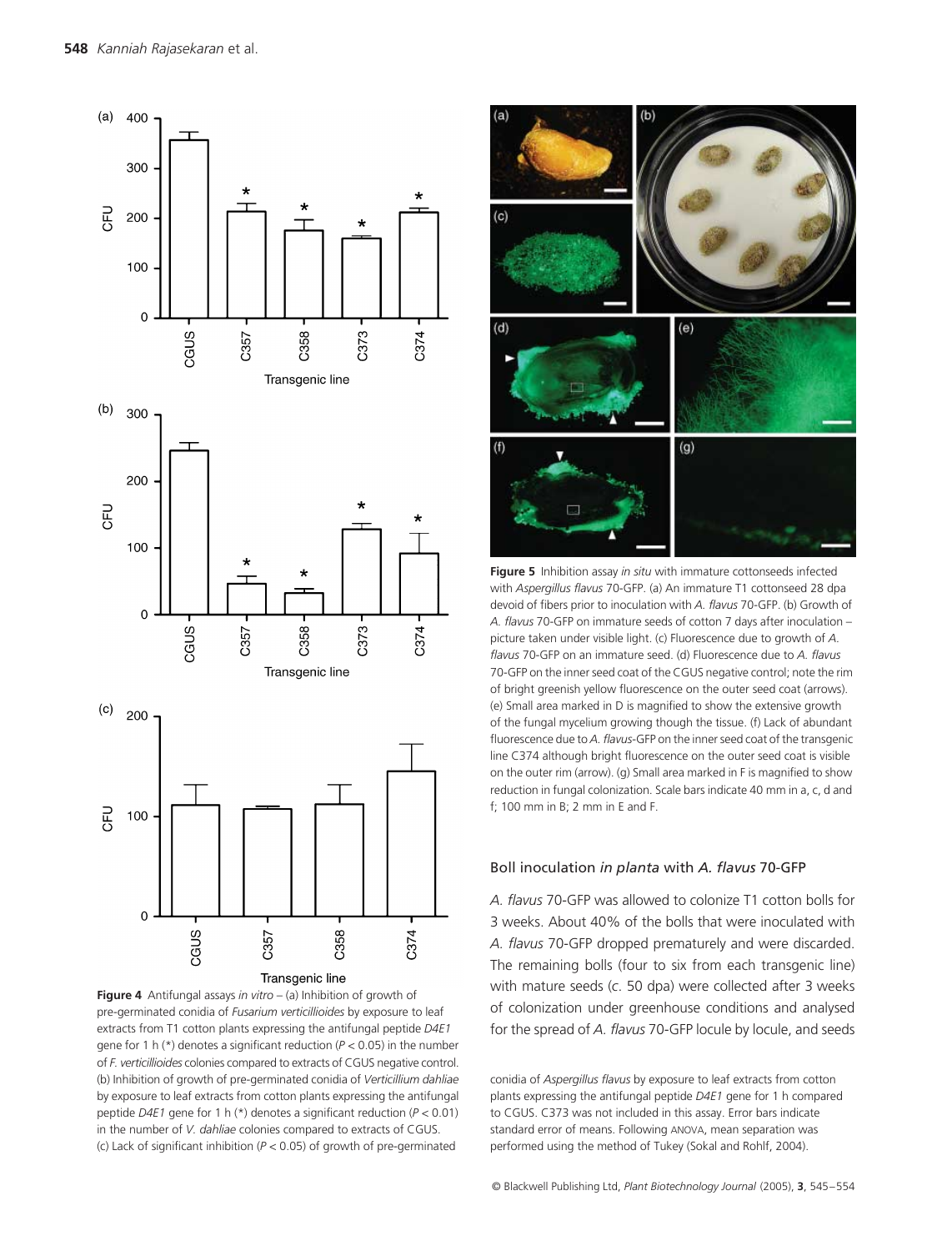**Figure 4** Antifungal assays *in vitro* – (a) Inhibition of growth of pre-germinated conidia of *Fusarium verticillioides* by exposure to leaf extracts from T1 cotton plants expressing the antifungal peptide *D4E1* gene for 1 h (*) denotes a significant reduction ($P < 0.05$) in the number of *F. verticillioides* colonies compared to extracts of CGUS negative control. (b) Inhibition of growth of pre-germinated conidia of *Verticillium dahliae* by exposure to leaf extracts from cotton plants expressing the antifungal peptide *D4E1* gene for 1 h (*) denotes a significant reduction ($P < 0.01$) in the number of *V. dahliae* colonies compared to extracts of CGUS. (c) Lack of significant inhibition ($P < 0.05$) of growth of pre-germinated conidia of *Aspergillus flavus* by exposure to leaf extracts from cotton plants expressing the antifungal peptide *D4E1* gene for 1 h compared to CGUS. C373 was not included in this assay. Error bars indicate standard error of means. Following ANOVA, mean separation was performed using the method of Tukey (Sokal and Rohlf, 2004).

**Figure 5** Inhibition assay *in situ* with immature cottonseeds infected with *Aspergillus flavus* 70-GFP. (a) An immature T1 cottonseed 28 dpa devoid of fibers prior to inoculation with *A. flavus* 70-GFP. (b) Growth of *A. flavus* 70-GFP on immature seeds of cotton 7 days after inoculation – picture taken under visible light. (c) Fluorescence due to growth of *A. flavus* 70-GFP on an immature seed. (d) Fluorescence due to *A. flavus* 70-GFP on the inner seed coat of the CGUS negative control; note the rim of bright greenish yellow fluorescence on the outer seed coat (arrows). (e) Small area marked in D is magnified to show the extensive growth of the fungal mycelium growing though the tissue. (f) Lack of abundant fluorescence due to *A. flavus*-GFP on the inner seed coat of the transgenic line C374 although bright fluorescence on the outer seed coat is visible on the outer rim (arrow). (g) Small area marked in F is magnified to show reduction in fungal colonization. Scale bars indicate 40 mm in a, c, d and f; 100 mm in B; 2 mm in E and F.

## Boll inoculation *in planta* with *A. flavus* 70-GFP

*A. flavus* 70-GFP was allowed to colonize T1 cotton bolls for 3 weeks. About 40% of the bolls that were inoculated with *A. flavus* 70-GFP dropped prematurely and were discarded. The remaining bolls (four to six from each transgenic line) with mature seeds (*c*. 50 dpa) were collected after 3 weeks of colonization under greenhouse conditions and analysed for the spread of *A. flavus* 70-GFP locule by locule, and seeds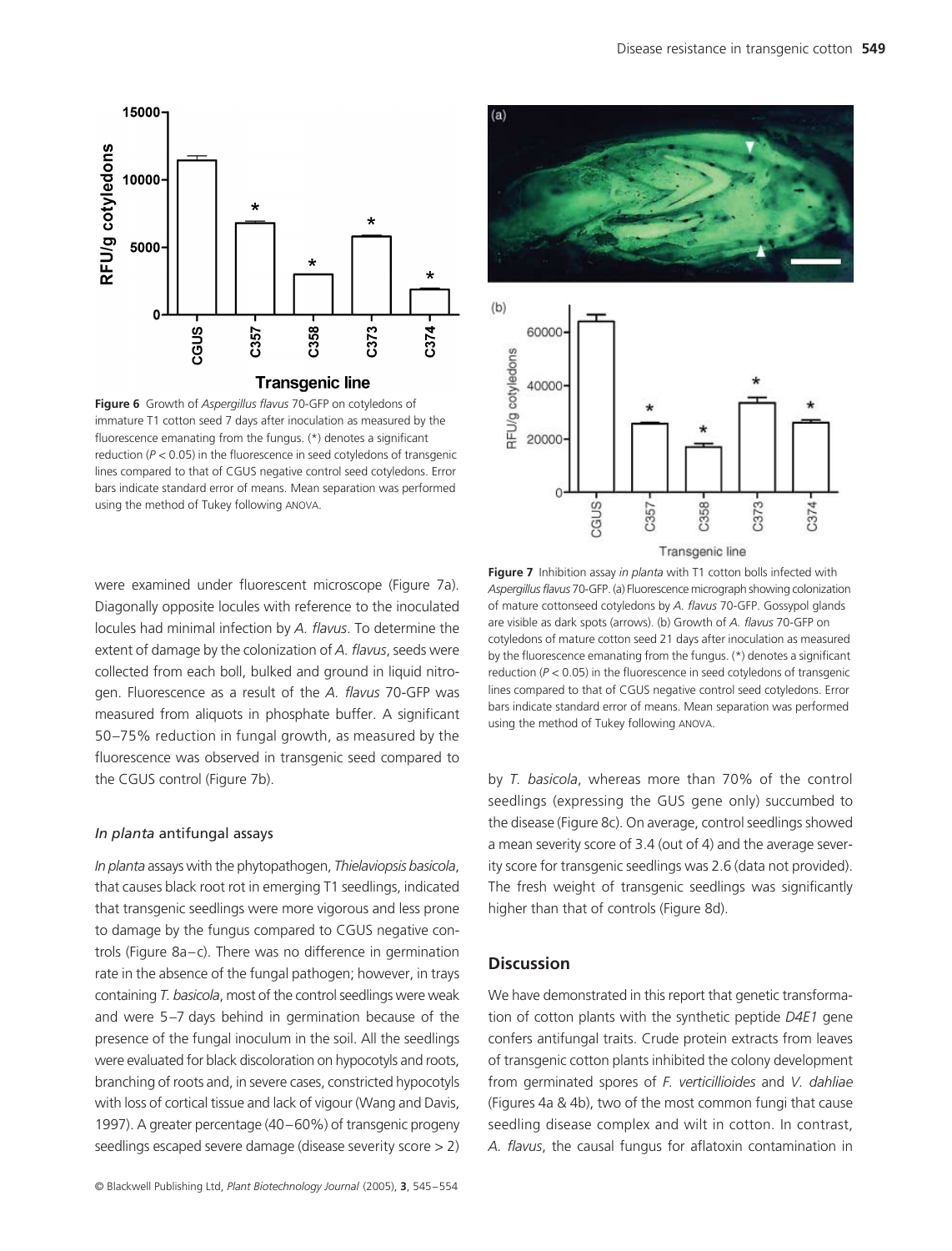**Figure 6** Growth of *Aspergillus flavus* 70-GFP on cotyledons of immature T1 cotton seed 7 days after inoculation as measured by the fluorescence emanating from the fungus. (*) denotes a significant reduction ($P < 0.05$) in the fluorescence in seed cotyledons of transgenic lines compared to that of CGUS negative control seed cotyledons. Error bars indicate standard error of means. Mean separation was performed using the method of Tukey following ANOVA.

**Figure 7** Inhibition assay *in planta* with T1 cotton bolls infected with *Aspergillus flavus* 70-GFP. (a) Fluorescence micrograph showing colonization of mature cottonseed cotyledons by *A. flavus* 70-GFP. Gossypol glands are visible as dark spots (arrows). (b) Growth of *A. flavus* 70-GFP on cotyledons of mature cotton seed 21 days after inoculation as measured by the fluorescence emanating from the fungus. (*) denotes a significant reduction ($P < 0.05$) in the fluorescence in seed cotyledons of transgenic lines compared to that of CGUS negative control seed cotyledons. Error bars indicate standard error of means. Mean separation was performed using the method of Tukey following ANOVA.

were examined under fluorescent microscope (Figure 7a). Diagonally opposite locules with reference to the inoculated locules had minimal infection by *A. flavus*. To determine the extent of damage by the colonization of *A. flavus*, seeds were collected from each boll, bulked and ground in liquid nitrogen. Fluorescence as a result of the *A. flavus* 70-GFP was measured from aliquots in phosphate buffer. A significant 50–75% reduction in fungal growth, as measured by the fluorescence was observed in transgenic seed compared to the CGUS control (Figure 7b).

### *In planta* antifungal assays

*In planta* assays with the phytopathogen, *Thielaviopsis basicola*, that causes black root rot in emerging T1 seedlings, indicated that transgenic seedlings were more vigorous and less prone to damage by the fungus compared to CGUS negative controls (Figure 8a–c). There was no difference in germination rate in the absence of the fungal pathogen; however, in trays containing *T. basicola*, most of the control seedlings were weak and were 5–7 days behind in germination because of the presence of the fungal inoculum in the soil. All the seedlings were evaluated for black discoloration on hypocotyls and roots, branching of roots and, in severe cases, constricted hypocotyls with loss of cortical tissue and lack of vigour (Wang and Davis, 1997). A greater percentage (40–60%) of transgenic progeny seedlings escaped severe damage (disease severity score > 2) by *T. basicola*, whereas more than 70% of the control seedlings (expressing the GUS gene only) succumbed to the disease (Figure 8c). On average, control seedlings showed a mean severity score of 3.4 (out of 4) and the average severity score for transgenic seedlings was 2.6 (data not provided). The fresh weight of transgenic seedlings was significantly higher than that of controls (Figure 8d).

## Discussion

We have demonstrated in this report that genetic transformation of cotton plants with the synthetic peptide *D4E1* gene confers antifungal traits. Crude protein extracts from leaves of transgenic cotton plants inhibited the colony development from germinated spores of *F. verticillioides* and *V. dahliae* (Figures 4a & 4b), two of the most common fungi that cause seedling disease complex and wilt in cotton. In contrast, *A. flavus*, the causal fungus for aflatoxin contamination in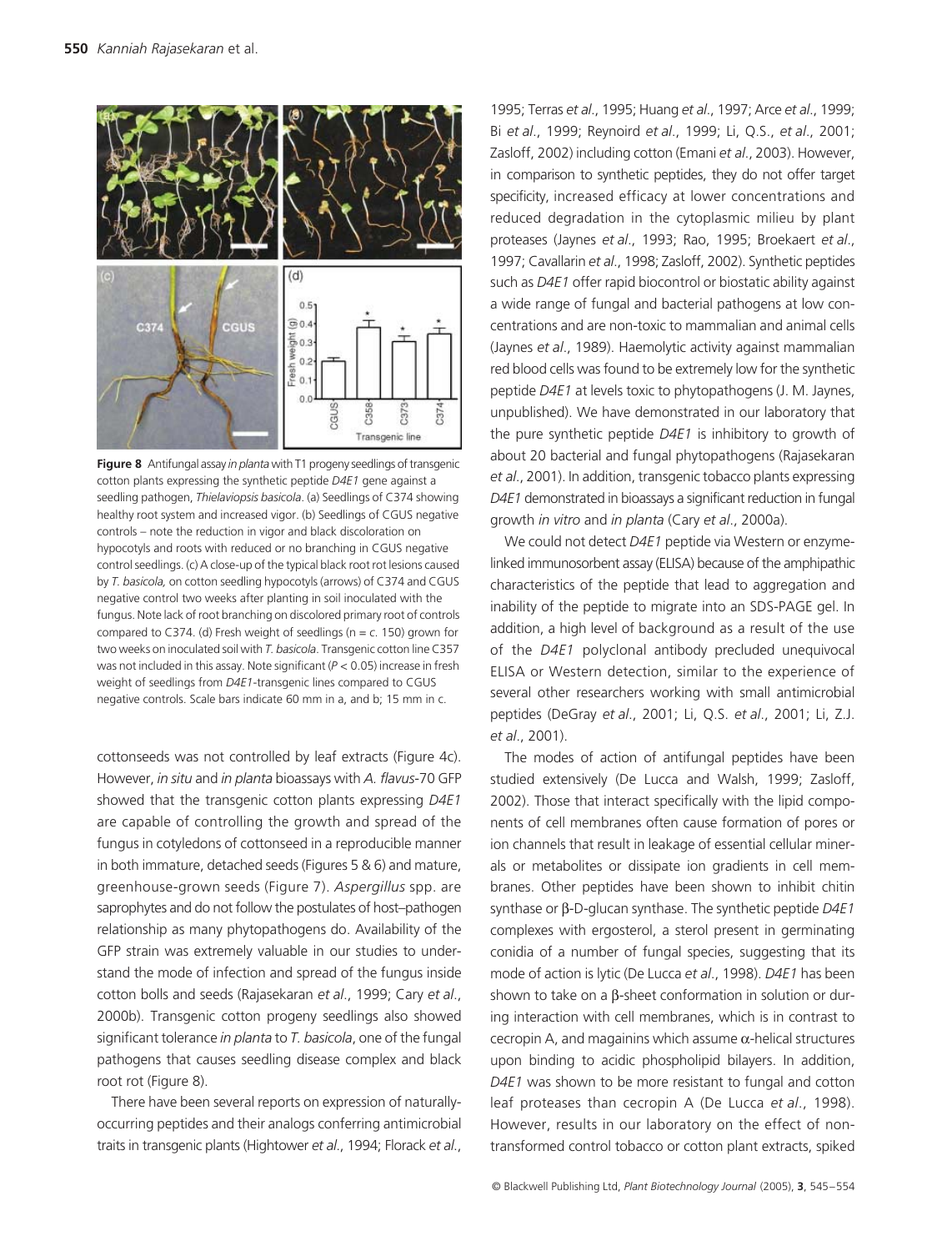**Figure 8** Antifungal assay *in planta* with T1 progeny seedlings of transgenic cotton plants expressing the synthetic peptide *D4E1* gene against a seedling pathogen, *Thielaviopsis basicola*. (a) Seedlings of C374 showing healthy root system and increased vigor. (b) Seedlings of CGUS negative controls – note the reduction in vigor and black discoloration on hypocotyls and roots with reduced or no branching in CGUS negative control seedlings. (c) A close-up of the typical black root rot lesions caused by *T. basicola,* on cotton seedling hypocotyls (arrows) of C374 and CGUS negative control two weeks after planting in soil inoculated with the fungus. Note lack of root branching on discolored primary root of controls compared to C374. (d) Fresh weight of seedlings (n = *c.* 150) grown for two weeks on inoculated soil with *T. basicola*. Transgenic cotton line C357 was not included in this assay. Note significant ($P < 0.05$) increase in fresh weight of seedlings from *D4E1*-transgenic lines compared to CGUS negative controls. Scale bars indicate 60 mm in a, and b; 15 mm in c.

cottonseeds was not controlled by leaf extracts (Figure 4c). However, *in situ* and *in planta* bioassays with *A. flavus*-70 GFP showed that the transgenic cotton plants expressing *D4E1* are capable of controlling the growth and spread of the fungus in cotyledons of cottonseed in a reproducible manner in both immature, detached seeds (Figures 5 & 6) and mature, greenhouse-grown seeds (Figure 7). *Aspergillus* spp. are saprophytes and do not follow the postulates of host–pathogen relationship as many phytopathogens do. Availability of the GFP strain was extremely valuable in our studies to understand the mode of infection and spread of the fungus inside cotton bolls and seeds (Rajasekaran *et al*., 1999; Cary *et al*., 2000b). Transgenic cotton progeny seedlings also showed significant tolerance *in planta* to *T. basicola*, one of the fungal pathogens that causes seedling disease complex and black root rot (Figure 8).

There have been several reports on expression of naturally-occurring peptides and their analogs conferring antimicrobial traits in transgenic plants (Hightower *et al*., 1994; Florack *et al*., 1995; Terras *et al*., 1995; Huang *et al*., 1997; Arce *et al*., 1999; Bi *et al*., 1999; Reynoird *et al*., 1999; Li, Q.S., *et al*., 2001; Zasloff, 2002) including cotton (Emani *et al*., 2003). However, in comparison to synthetic peptides, they do not offer target specificity, increased efficacy at lower concentrations and reduced degradation in the cytoplasmic milieu by plant proteases (Jaynes *et al*., 1993; Rao, 1995; Broekaert *et al*., 1997; Cavallarin *et al*., 1998; Zasloff, 2002). Synthetic peptides such as *D4E1* offer rapid biocontrol or biostatic ability against a wide range of fungal and bacterial pathogens at low concentrations and are non-toxic to mammalian and animal cells (Jaynes *et al*., 1989). Haemolytic activity against mammalian red blood cells was found to be extremely low for the synthetic peptide *D4E1* at levels toxic to phytopathogens (J. M. Jaynes, unpublished). We have demonstrated in our laboratory that the pure synthetic peptide *D4E1* is inhibitory to growth of about 20 bacterial and fungal phytopathogens (Rajasekaran *et al*., 2001). In addition, transgenic tobacco plants expressing *D4E1* demonstrated in bioassays a significant reduction in fungal growth *in vitro* and *in planta* (Cary *et al*., 2000a).

We could not detect *D4E1* peptide via Western or enzyme-linked immunosorbent assay (ELISA) because of the amphipathic characteristics of the peptide that lead to aggregation and inability of the peptide to migrate into an SDS-PAGE gel. In addition, a high level of background as a result of the use of the *D4E1* polyclonal antibody precluded unequivocal ELISA or Western detection, similar to the experience of several other researchers working with small antimicrobial peptides (DeGray *et al*., 2001; Li, Q.S. *et al*., 2001; Li, Z.J. *et al*., 2001).

The modes of action of antifungal peptides have been studied extensively (De Lucca and Walsh, 1999; Zasloff, 2002). Those that interact specifically with the lipid components of cell membranes often cause formation of pores or ion channels that result in leakage of essential cellular minerals or metabolites or dissipate ion gradients in cell membranes. Other peptides have been shown to inhibit chitin synthase or β-D-glucan synthase. The synthetic peptide *D4E1* complexes with ergosterol, a sterol present in germinating conidia of a number of fungal species, suggesting that its mode of action is lytic (De Lucca *et al*., 1998). *D4E1* has been shown to take on a β-sheet conformation in solution or during interaction with cell membranes, which is in contrast to cecropin A, and magainins which assume α-helical structures upon binding to acidic phospholipid bilayers. In addition, *D4E1* was shown to be more resistant to fungal and cotton leaf proteases than cecropin A (De Lucca *et al*., 1998). However, results in our laboratory on the effect of non-transformed control tobacco or cotton plant extracts, spiked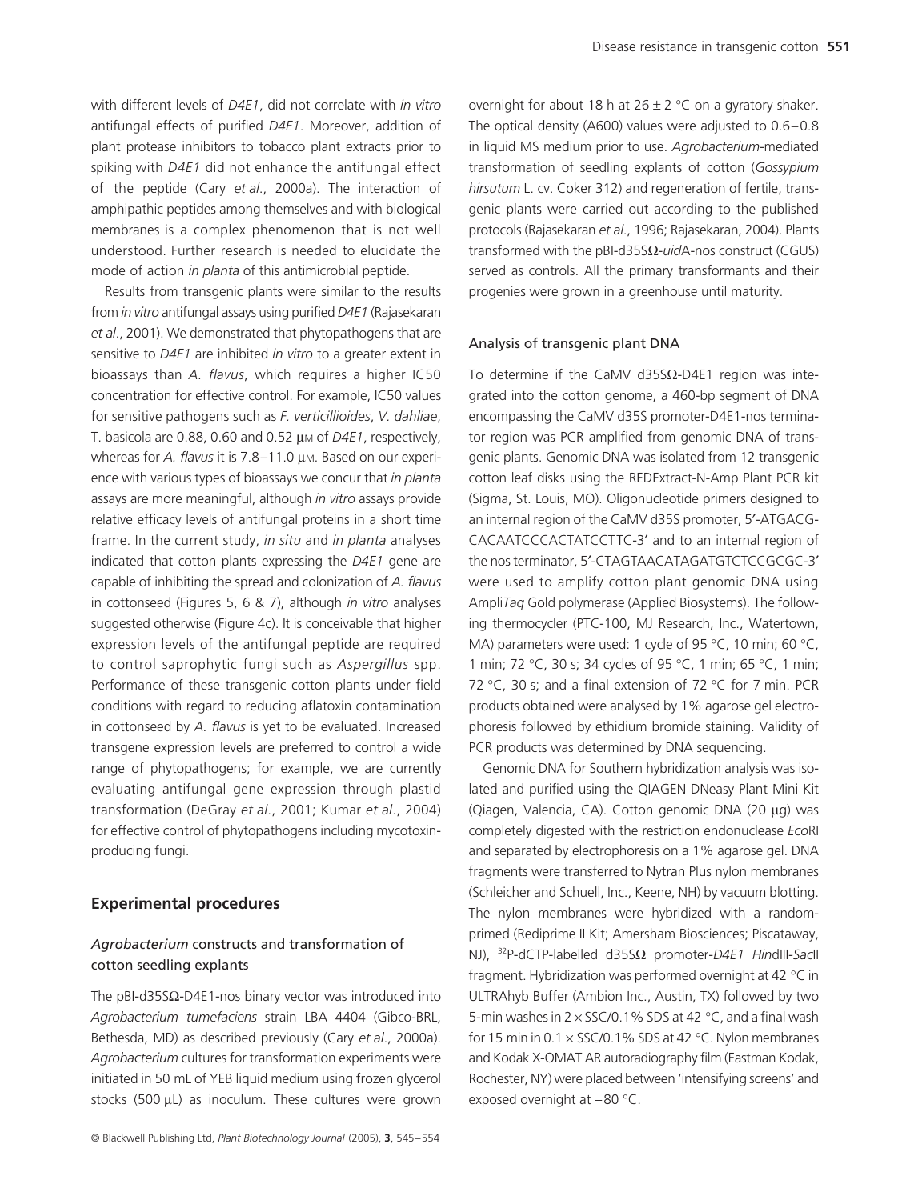with different levels of *D4E1*, did not correlate with *in vitro* antifungal effects of purified *D4E1*. Moreover, addition of plant protease inhibitors to tobacco plant extracts prior to spiking with *D4E1* did not enhance the antifungal effect of the peptide (Cary *et al*., 2000a). The interaction of amphipathic peptides among themselves and with biological membranes is a complex phenomenon that is not well understood. Further research is needed to elucidate the mode of action *in planta* of this antimicrobial peptide.

Results from transgenic plants were similar to the results from *in vitro* antifungal assays using purified *D4E1* (Rajasekaran *et al*., 2001). We demonstrated that phytopathogens that are sensitive to *D4E1* are inhibited *in vitro* to a greater extent in bioassays than *A. flavus*, which requires a higher IC50 concentration for effective control. For example, IC50 values for sensitive pathogens such as *F. verticillioides*, *V. dahliae*, T. basicola are 0.88, 0.60 and 0.52 μM of *D4E1*, respectively, whereas for *A. flavus* it is 7.8–11.0 μM. Based on our experience with various types of bioassays we concur that *in planta* assays are more meaningful, although *in vitro* assays provide relative efficacy levels of antifungal proteins in a short time frame. In the current study, *in situ* and *in planta* analyses indicated that cotton plants expressing the *D4E1* gene are capable of inhibiting the spread and colonization of *A. flavus* in cottonseed (Figures 5, 6 & 7), although *in vitro* analyses suggested otherwise (Figure 4c). It is conceivable that higher expression levels of the antifungal peptide are required to control saprophytic fungi such as *Aspergillus* spp. Performance of these transgenic cotton plants under field conditions with regard to reducing aflatoxin contamination in cottonseed by *A. flavus* is yet to be evaluated. Increased transgene expression levels are preferred to control a wide range of phytopathogens; for example, we are currently evaluating antifungal gene expression through plastid transformation (DeGray *et al*., 2001; Kumar *et al*., 2004) for effective control of phytopathogens including mycotoxin-producing fungi.

## Experimental procedures

### *Agrobacterium* constructs and transformation of cotton seedling explants

The pBI-d35SΩ-D4E1-nos binary vector was introduced into *Agrobacterium tumefaciens* strain LBA 4404 (Gibco-BRL, Bethesda, MD) as described previously (Cary *et al*., 2000a). *Agrobacterium* cultures for transformation experiments were initiated in 50 mL of YEB liquid medium using frozen glycerol stocks (500 μL) as inoculum. These cultures were grown overnight for about 18 h at 26 ± 2 °C on a gyratory shaker. The optical density (A600) values were adjusted to 0.6–0.8 in liquid MS medium prior to use. *Agrobacterium*-mediated transformation of seedling explants of cotton (*Gossypium hirsutum* L. cv. Coker 312) and regeneration of fertile, transgenic plants were carried out according to the published protocols (Rajasekaran *et al*., 1996; Rajasekaran, 2004). Plants transformed with the pBI-d35SΩ-*uid*A-nos construct (CGUS) served as controls. All the primary transformants and their progenies were grown in a greenhouse until maturity.

### Analysis of transgenic plant DNA

To determine if the CaMV d35SΩ-D4E1 region was integrated into the cotton genome, a 460-bp segment of DNA encompassing the CaMV d35S promoter-D4E1-nos terminator region was PCR amplified from genomic DNA of transgenic plants. Genomic DNA was isolated from 12 transgenic cotton leaf disks using the REDExtract-N-Amp Plant PCR kit (Sigma, St. Louis, MO). Oligonucleotide primers designed to an internal region of the CaMV d35S promoter, 5′-ATGACGCACAATCCCACTATCCTTC-3′ and to an internal region of the nos terminator, 5′-CTAGTAACATAGATGTCTCCGCGC-3′ were used to amplify cotton plant genomic DNA using Ampli*Taq* Gold polymerase (Applied Biosystems). The following thermocycler (PTC-100, MJ Research, Inc., Watertown, MA) parameters were used: 1 cycle of 95 °C, 10 min; 60 °C, 1 min; 72 °C, 30 s; 34 cycles of 95 °C, 1 min; 65 °C, 1 min; 72 °C, 30 s; and a final extension of 72 °C for 7 min. PCR products obtained were analysed by 1% agarose gel electrophoresis followed by ethidium bromide staining. Validity of PCR products was determined by DNA sequencing.

Genomic DNA for Southern hybridization analysis was isolated and purified using the QIAGEN DNeasy Plant Mini Kit (Qiagen, Valencia, CA). Cotton genomic DNA (20 μg) was completely digested with the restriction endonuclease *Eco*RI and separated by electrophoresis on a 1% agarose gel. DNA fragments were transferred to Nytran Plus nylon membranes (Schleicher and Schuell, Inc., Keene, NH) by vacuum blotting. The nylon membranes were hybridized with a random-primed (Rediprime II Kit; Amersham Biosciences; Piscataway, NJ), $^{32}$P-dCTP-labelled d35SΩ promoter-*D4E1* *Hin*dIII-*Sac*II fragment. Hybridization was performed overnight at 42 °C in ULTRAhyb Buffer (Ambion Inc., Austin, TX) followed by two 5-min washes in 2 × SSC/0.1% SDS at 42 °C, and a final wash for 15 min in 0.1 × SSC/0.1% SDS at 42 °C. Nylon membranes and Kodak X-OMAT AR autoradiography film (Eastman Kodak, Rochester, NY) were placed between 'intensifying screens' and exposed overnight at −80 °C.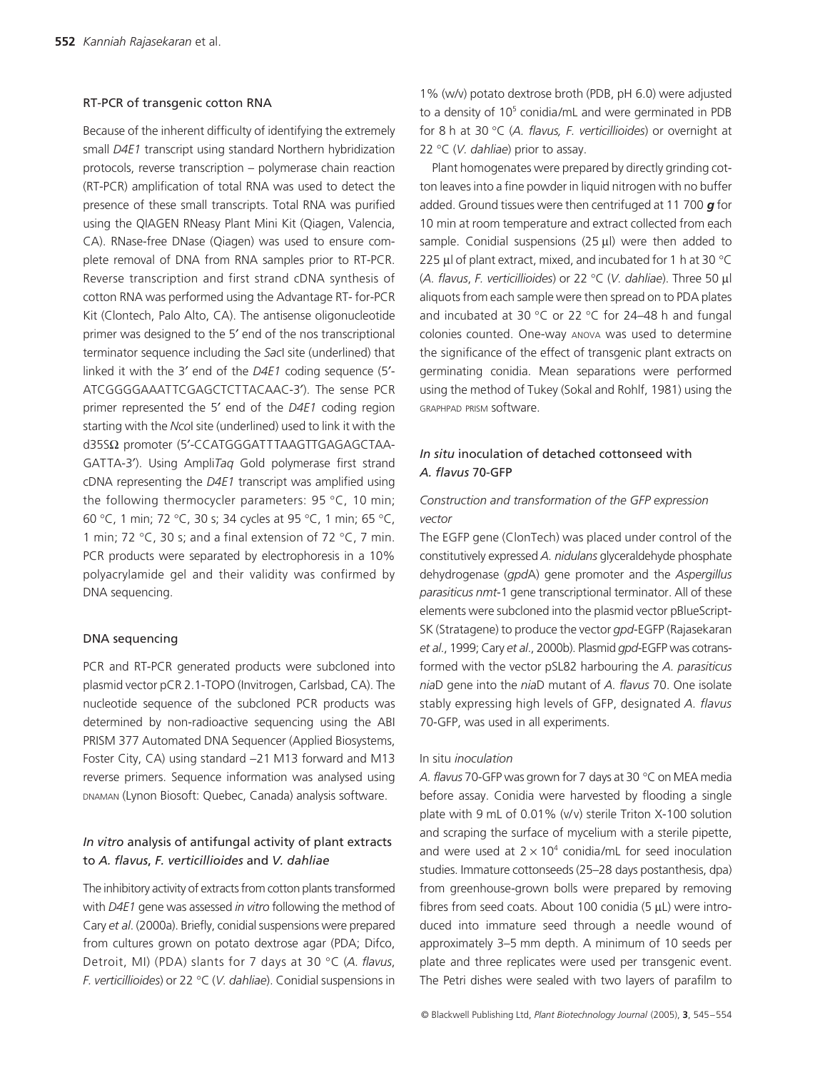### RT-PCR of transgenic cotton RNA

Because of the inherent difficulty of identifying the extremely small *D4E1* transcript using standard Northern hybridization protocols, reverse transcription – polymerase chain reaction (RT-PCR) amplification of total RNA was used to detect the presence of these small transcripts. Total RNA was purified using the QIAGEN RNeasy Plant Mini Kit (Qiagen, Valencia, CA). RNase-free DNase (Qiagen) was used to ensure complete removal of DNA from RNA samples prior to RT-PCR. Reverse transcription and first strand cDNA synthesis of cotton RNA was performed using the Advantage RT- for-PCR Kit (Clontech, Palo Alto, CA). The antisense oligonucleotide primer was designed to the 5′ end of the nos transcriptional terminator sequence including the *Sac*I site (underlined) that linked it with the 3′ end of the *D4E1* coding sequence (5′-ATCGGGGAAATTCGAGCTCTTACAAC-3′). The sense PCR primer represented the 5′ end of the *D4E1* coding region starting with the *Nco*I site (underlined) used to link it with the d35SΩ promoter (5′-CCATGGGATTTAAGTTGAGAGCTAAGATTA-3′). Using Ampli*Taq* Gold polymerase first strand cDNA representing the *D4E1* transcript was amplified using the following thermocycler parameters: 95 °C, 10 min; 60 °C, 1 min; 72 °C, 30 s; 34 cycles at 95 °C, 1 min; 65 °C, 1 min; 72 °C, 30 s; and a final extension of 72 °C, 7 min. PCR products were separated by electrophoresis in a 10% polyacrylamide gel and their validity was confirmed by DNA sequencing.

### DNA sequencing

PCR and RT-PCR generated products were subcloned into plasmid vector pCR 2.1-TOPO (Invitrogen, Carlsbad, CA). The nucleotide sequence of the subcloned PCR products was determined by non-radioactive sequencing using the ABI PRISM 377 Automated DNA Sequencer (Applied Biosystems, Foster City, CA) using standard –21 M13 forward and M13 reverse primers. Sequence information was analysed using DNAMAN (Lynon Biosoft: Quebec, Canada) analysis software.

### *In vitro* analysis of antifungal activity of plant extracts to *A. flavus*, *F. verticillioides* and *V. dahliae*

The inhibitory activity of extracts from cotton plants transformed with *D4E1* gene was assessed *in vitro* following the method of Cary *et al*. (2000a). Briefly, conidial suspensions were prepared from cultures grown on potato dextrose agar (PDA; Difco, Detroit, MI) (PDA) slants for 7 days at 30 °C (*A. flavus*, *F. verticillioides*) or 22 °C (*V. dahliae*). Conidial suspensions in 1% (w/v) potato dextrose broth (PDB, pH 6.0) were adjusted to a density of $10^5$ conidia/mL and were germinated in PDB for 8 h at 30 °C (*A. flavus, F. verticillioides*) or overnight at 22 °C (*V. dahliae*) prior to assay.

Plant homogenates were prepared by directly grinding cotton leaves into a fine powder in liquid nitrogen with no buffer added. Ground tissues were then centrifuged at 11 700 ***g*** for 10 min at room temperature and extract collected from each sample. Conidial suspensions (25 μl) were then added to 225 μl of plant extract, mixed, and incubated for 1 h at 30 °C (*A. flavus*, *F. verticillioides*) or 22 °C (*V. dahliae*). Three 50 μl aliquots from each sample were then spread on to PDA plates and incubated at 30 °C or 22 °C for 24–48 h and fungal colonies counted. One-way ANOVA was used to determine the significance of the effect of transgenic plant extracts on germinating conidia. Mean separations were performed using the method of Tukey (Sokal and Rohlf, 1981) using the GRAPHPAD PRISM software.

### *In situ* inoculation of detached cottonseed with *A. flavus* 70-GFP

#### *Construction and transformation of the GFP expression vector*

The EGFP gene (ClonTech) was placed under control of the constitutively expressed *A. nidulans* glyceraldehyde phosphate dehydrogenase (*gpd*A) gene promoter and the *Aspergillus parasiticus nmt*-1 gene transcriptional terminator. All of these elements were subcloned into the plasmid vector pBlueScript-SK (Stratagene) to produce the vector *gpd*-EGFP (Rajasekaran *et al*., 1999; Cary *et al*., 2000b). Plasmid *gpd*-EGFP was cotransformed with the vector pSL82 harbouring the *A. parasiticus nia*D gene into the *nia*D mutant of *A. flavus* 70. One isolate stably expressing high levels of GFP, designated *A. flavus* 70-GFP, was used in all experiments.

#### In situ *inoculation*

*A. flavus* 70-GFP was grown for 7 days at 30 °C on MEA media before assay. Conidia were harvested by flooding a single plate with 9 mL of 0.01% (v/v) sterile Triton X-100 solution and scraping the surface of mycelium with a sterile pipette, and were used at $2 \times 10^4$ conidia/mL for seed inoculation studies. Immature cottonseeds (25–28 days postanthesis, dpa) from greenhouse-grown bolls were prepared by removing fibres from seed coats. About 100 conidia (5 μL) were introduced into immature seed through a needle wound of approximately 3–5 mm depth. A minimum of 10 seeds per plate and three replicates were used per transgenic event. The Petri dishes were sealed with two layers of parafilm to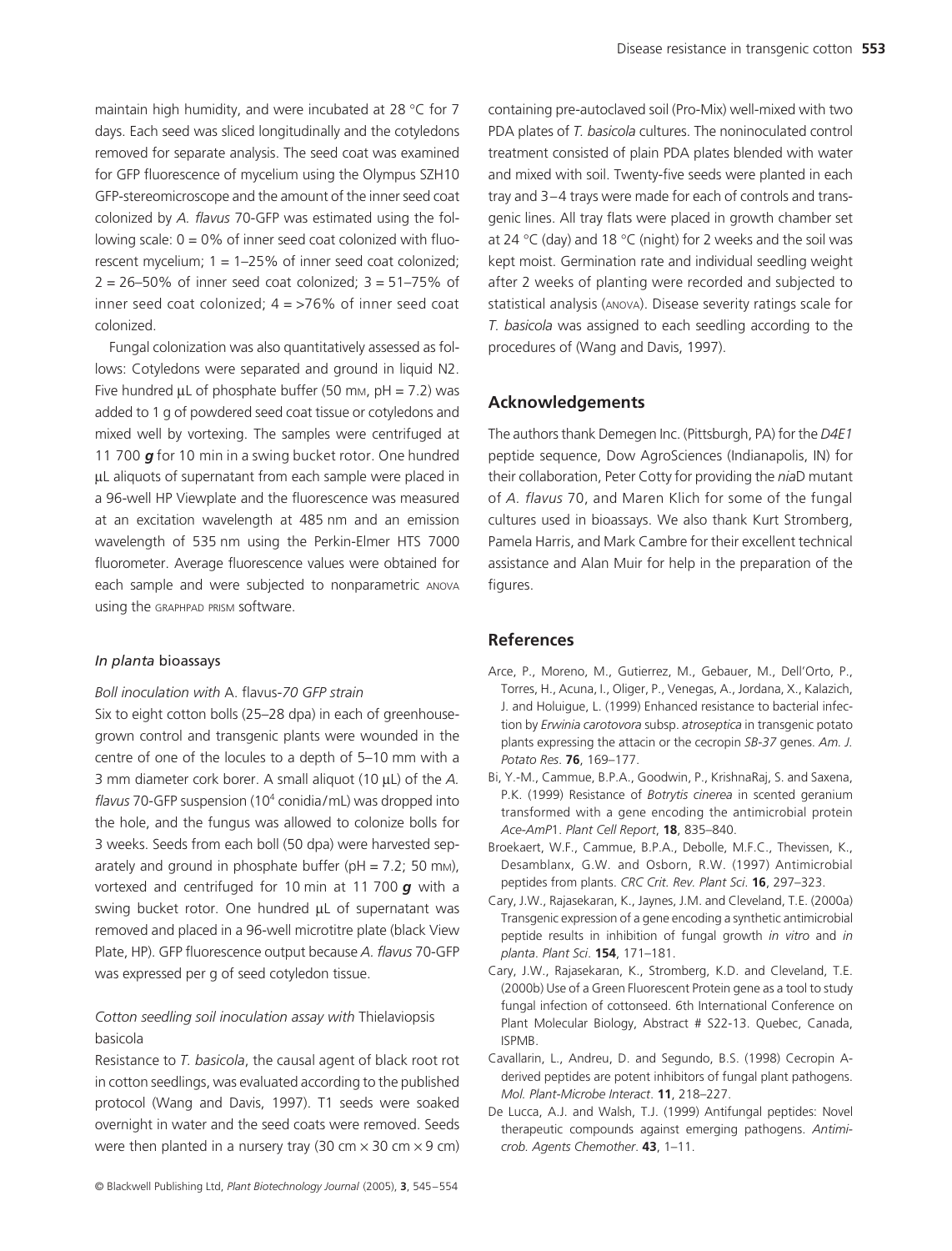maintain high humidity, and were incubated at 28 °C for 7 days. Each seed was sliced longitudinally and the cotyledons removed for separate analysis. The seed coat was examined for GFP fluorescence of mycelium using the Olympus SZH10 GFP-stereomicroscope and the amount of the inner seed coat colonized by *A. flavus* 70-GFP was estimated using the following scale: 0 = 0% of inner seed coat colonized with fluorescent mycelium; 1 = 1–25% of inner seed coat colonized; 2 = 26–50% of inner seed coat colonized; 3 = 51–75% of inner seed coat colonized; 4 = >76% of inner seed coat colonized.

Fungal colonization was also quantitatively assessed as follows: Cotyledons were separated and ground in liquid N2. Five hundred μL of phosphate buffer (50 mM, pH = 7.2) was added to 1 g of powdered seed coat tissue or cotyledons and mixed well by vortexing. The samples were centrifuged at 11 700 ***g*** for 10 min in a swing bucket rotor. One hundred μL aliquots of supernatant from each sample were placed in a 96-well HP Viewplate and the fluorescence was measured at an excitation wavelength at 485 nm and an emission wavelength of 535 nm using the Perkin-Elmer HTS 7000 fluorometer. Average fluorescence values were obtained for each sample and were subjected to nonparametric ANOVA using the GRAPHPAD PRISM software.

### *In planta* bioassays

#### *Boll inoculation with* A. flavus*-70 GFP strain*

Six to eight cotton bolls (25–28 dpa) in each of greenhouse-grown control and transgenic plants were wounded in the centre of one of the locules to a depth of 5–10 mm with a 3 mm diameter cork borer. A small aliquot (10 μL) of the *A. flavus* 70-GFP suspension ($10^4$ conidia/mL) was dropped into the hole, and the fungus was allowed to colonize bolls for 3 weeks. Seeds from each boll (50 dpa) were harvested separately and ground in phosphate buffer (pH = 7.2; 50 mM), vortexed and centrifuged for 10 min at 11 700 ***g*** with a swing bucket rotor. One hundred μL of supernatant was removed and placed in a 96-well microtitre plate (black View Plate, HP). GFP fluorescence output because *A. flavus* 70-GFP was expressed per g of seed cotyledon tissue.

#### *Cotton seedling soil inoculation assay with* Thielaviopsis basicola

Resistance to *T. basicola*, the causal agent of black root rot in cotton seedlings, was evaluated according to the published protocol (Wang and Davis, 1997). T1 seeds were soaked overnight in water and the seed coats were removed. Seeds were then planted in a nursery tray (30 cm × 30 cm × 9 cm) containing pre-autoclaved soil (Pro-Mix) well-mixed with two PDA plates of *T. basicola* cultures. The noninoculated control treatment consisted of plain PDA plates blended with water and mixed with soil. Twenty-five seeds were planted in each tray and 3–4 trays were made for each of controls and transgenic lines. All tray flats were placed in growth chamber set at 24 °C (day) and 18 °C (night) for 2 weeks and the soil was kept moist. Germination rate and individual seedling weight after 2 weeks of planting were recorded and subjected to statistical analysis (ANOVA). Disease severity ratings scale for *T. basicola* was assigned to each seedling according to the procedures of (Wang and Davis, 1997).

## Acknowledgements

The authors thank Demegen Inc. (Pittsburgh, PA) for the *D4E1* peptide sequence, Dow AgroSciences (Indianapolis, IN) for their collaboration, Peter Cotty for providing the *nia*D mutant of *A. flavus* 70, and Maren Klich for some of the fungal cultures used in bioassays. We also thank Kurt Stromberg, Pamela Harris, and Mark Cambre for their excellent technical assistance and Alan Muir for help in the preparation of the figures.

## References

Arce, P., Moreno, M., Gutierrez, M., Gebauer, M., Dell'Orto, P., Torres, H., Acuna, I., Oliger, P., Venegas, A., Jordana, X., Kalazich, J. and Holuigue, L. (1999) Enhanced resistance to bacterial infection by *Erwinia carotovora* subsp. *atroseptica* in transgenic potato plants expressing the attacin or the cecropin *SB-37* genes. *Am. J. Potato Res*. **76**, 169–177.

Bi, Y.-M., Cammue, B.P.A., Goodwin, P., KrishnaRaj, S. and Saxena, P.K. (1999) Resistance of *Botrytis cinerea* in scented geranium transformed with a gene encoding the antimicrobial protein *Ace-AmP*1. *Plant Cell Report*, **18**, 835–840.

Broekaert, W.F., Cammue, B.P.A., Debolle, M.F.C., Thevissen, K., Desamblanx, G.W. and Osborn, R.W. (1997) Antimicrobial peptides from plants. *CRC Crit. Rev. Plant Sci*. **16**, 297–323.

Cary, J.W., Rajasekaran, K., Jaynes, J.M. and Cleveland, T.E. (2000a) Transgenic expression of a gene encoding a synthetic antimicrobial peptide results in inhibition of fungal growth *in vitro* and *in planta*. *Plant Sci*. **154**, 171–181.

Cary, J.W., Rajasekaran, K., Stromberg, K.D. and Cleveland, T.E. (2000b) Use of a Green Fluorescent Protein gene as a tool to study fungal infection of cottonseed. 6th International Conference on Plant Molecular Biology, Abstract # S22-13. Quebec, Canada, ISPMB.

Cavallarin, L., Andreu, D. and Segundo, B.S. (1998) Cecropin A-derived peptides are potent inhibitors of fungal plant pathogens. *Mol. Plant-Microbe Interact*. **11**, 218–227.

De Lucca, A.J. and Walsh, T.J. (1999) Antifungal peptides: Novel therapeutic compounds against emerging pathogens. *Antimicrob. Agents Chemother*. **43**, 1–11.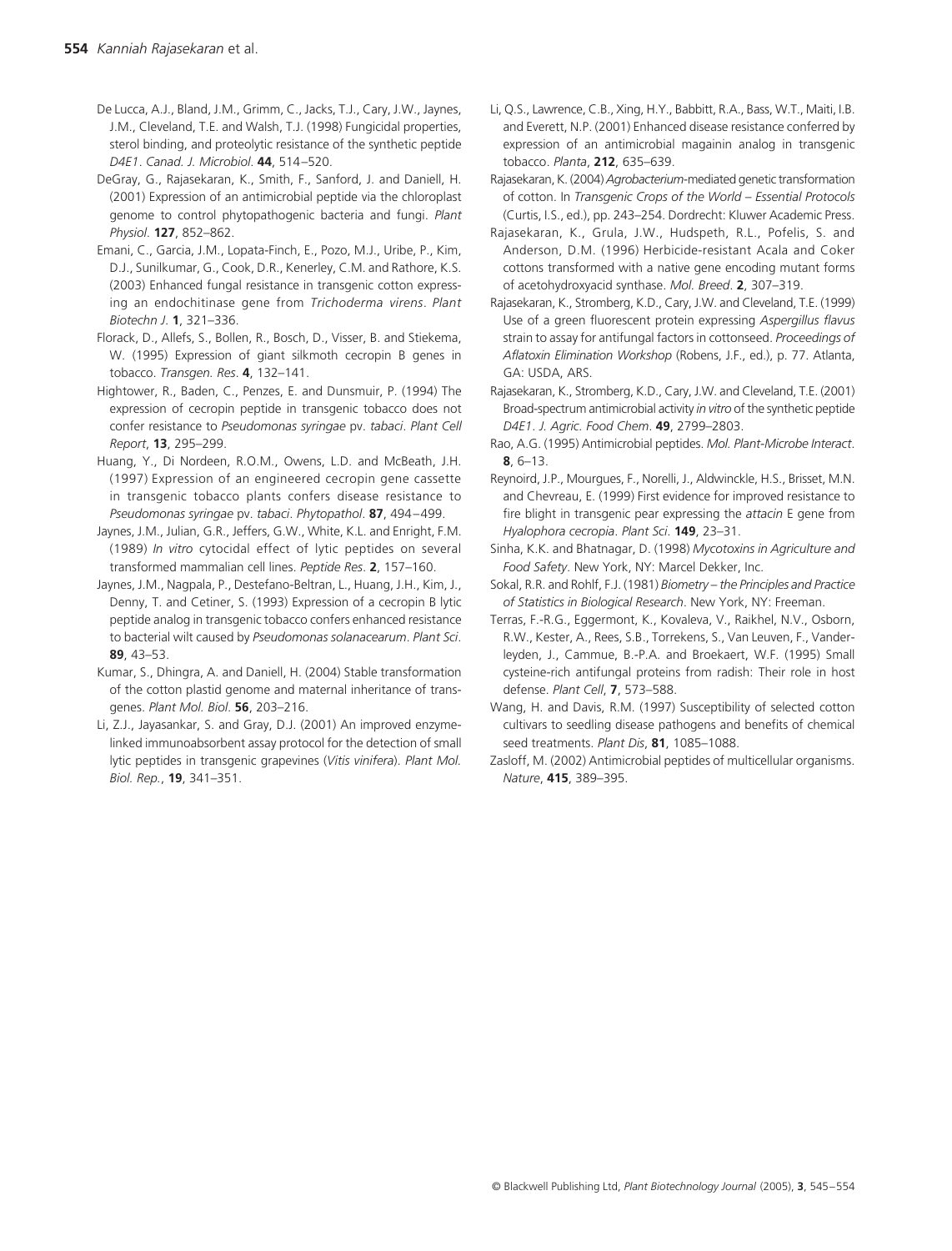De Lucca, A.J., Bland, J.M., Grimm, C., Jacks, T.J., Cary, J.W., Jaynes, J.M., Cleveland, T.E. and Walsh, T.J. (1998) Fungicidal properties, sterol binding, and proteolytic resistance of the synthetic peptide *D4E1*. *Canad. J. Microbiol*. **44**, 514–520.

DeGray, G., Rajasekaran, K., Smith, F., Sanford, J. and Daniell, H. (2001) Expression of an antimicrobial peptide via the chloroplast genome to control phytopathogenic bacteria and fungi. *Plant Physiol*. **127**, 852–862.

Emani, C., Garcia, J.M., Lopata-Finch, E., Pozo, M.J., Uribe, P., Kim, D.J., Sunilkumar, G., Cook, D.R., Kenerley, C.M. and Rathore, K.S. (2003) Enhanced fungal resistance in transgenic cotton expressing an endochitinase gene from *Trichoderma virens*. *Plant Biotechn J*. **1**, 321–336.

Florack, D., Allefs, S., Bollen, R., Bosch, D., Visser, B. and Stiekema, W. (1995) Expression of giant silkmoth cecropin B genes in tobacco. *Transgen. Res*. **4**, 132–141.

Hightower, R., Baden, C., Penzes, E. and Dunsmuir, P. (1994) The expression of cecropin peptide in transgenic tobacco does not confer resistance to *Pseudomonas syringae* pv. *tabaci*. *Plant Cell Report*, **13**, 295–299.

Huang, Y., Di Nordeen, R.O.M., Owens, L.D. and McBeath, J.H. (1997) Expression of an engineered cecropin gene cassette in transgenic tobacco plants confers disease resistance to *Pseudomonas syringae* pv. *tabaci*. *Phytopathol*. **87**, 494–499.

Jaynes, J.M., Julian, G.R., Jeffers, G.W., White, K.L. and Enright, F.M. (1989) *In vitro* cytocidal effect of lytic peptides on several transformed mammalian cell lines. *Peptide Res*. **2**, 157–160.

Jaynes, J.M., Nagpala, P., Destefano-Beltran, L., Huang, J.H., Kim, J., Denny, T. and Cetiner, S. (1993) Expression of a cecropin B lytic peptide analog in transgenic tobacco confers enhanced resistance to bacterial wilt caused by *Pseudomonas solanacearum*. *Plant Sci*. **89**, 43–53.

Kumar, S., Dhingra, A. and Daniell, H. (2004) Stable transformation of the cotton plastid genome and maternal inheritance of transgenes. *Plant Mol. Biol*. **56**, 203–216.

Li, Z.J., Jayasankar, S. and Gray, D.J. (2001) An improved enzyme-linked immunoabsorbent assay protocol for the detection of small lytic peptides in transgenic grapevines (*Vitis vinifera*). *Plant Mol. Biol. Rep.*, **19**, 341–351.

Li, Q.S., Lawrence, C.B., Xing, H.Y., Babbitt, R.A., Bass, W.T., Maiti, I.B. and Everett, N.P. (2001) Enhanced disease resistance conferred by expression of an antimicrobial magainin analog in transgenic tobacco. *Planta*, **212**, 635–639.

Rajasekaran, K. (2004) *Agrobacterium*-mediated genetic transformation of cotton. In *Transgenic Crops of the World – Essential Protocols* (Curtis, I.S., ed.), pp. 243–254. Dordrecht: Kluwer Academic Press.

Rajasekaran, K., Grula, J.W., Hudspeth, R.L., Pofelis, S. and Anderson, D.M. (1996) Herbicide-resistant Acala and Coker cottons transformed with a native gene encoding mutant forms of acetohydroxyacid synthase. *Mol. Breed*. **2**, 307–319.

Rajasekaran, K., Stromberg, K.D., Cary, J.W. and Cleveland, T.E. (1999) Use of a green fluorescent protein expressing *Aspergillus flavus* strain to assay for antifungal factors in cottonseed. *Proceedings of Aflatoxin Elimination Workshop* (Robens, J.F., ed.), p. 77. Atlanta, GA: USDA, ARS.

Rajasekaran, K., Stromberg, K.D., Cary, J.W. and Cleveland, T.E. (2001) Broad-spectrum antimicrobial activity *in vitro* of the synthetic peptide *D4E1*. *J. Agric. Food Chem*. **49**, 2799–2803.

Rao, A.G. (1995) Antimicrobial peptides. *Mol. Plant-Microbe Interact*. **8**, 6–13.

Reynoird, J.P., Mourgues, F., Norelli, J., Aldwinckle, H.S., Brisset, M.N. and Chevreau, E. (1999) First evidence for improved resistance to fire blight in transgenic pear expressing the *attacin* E gene from *Hyalophora cecropia*. *Plant Sci*. **149**, 23–31.

Sinha, K.K. and Bhatnagar, D. (1998) *Mycotoxins in Agriculture and Food Safety*. New York, NY: Marcel Dekker, Inc.

Sokal, R.R. and Rohlf, F.J. (1981) *Biometry – the Principles and Practice of Statistics in Biological Research*. New York, NY: Freeman.

Terras, F.-R.G., Eggermont, K., Kovaleva, V., Raikhel, N.V., Osborn, R.W., Kester, A., Rees, S.B., Torrekens, S., Van Leuven, F., Vanderleyden, J., Cammue, B.-P.A. and Broekaert, W.F. (1995) Small cysteine-rich antifungal proteins from radish: Their role in host defense. *Plant Cell*, **7**, 573–588.

Wang, H. and Davis, R.M. (1997) Susceptibility of selected cotton cultivars to seedling disease pathogens and benefits of chemical seed treatments. *Plant Dis*, **81**, 1085–1088.

Zasloff, M. (2002) Antimicrobial peptides of multicellular organisms. *Nature*, **415**, 389–395.